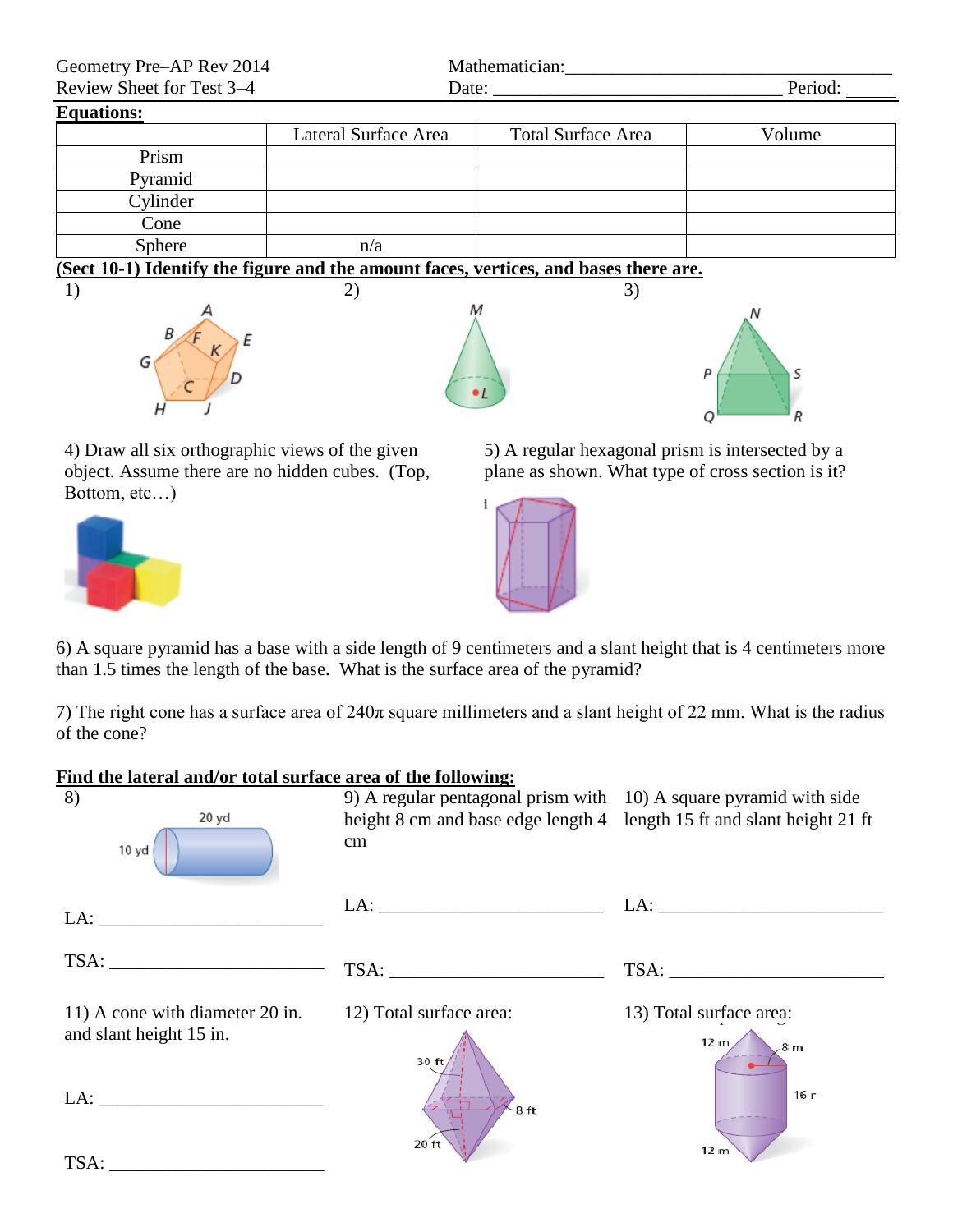Geometry Pre–AP Rev 2014
Review Sheet for Test 3–4

Mathematician:_______________________________
Date: _______________________________ Period: ______

**Equations:**

| | Lateral Surface Area | Total Surface Area | Volume |
|---|---|---|---|
| Prism | | | |
| Pyramid | | | |
| Cylinder | | | |
| Cone | | | |
| Sphere | n/a | | |

**(Sect 10-1) Identify the figure and the amount faces, vertices, and bases there are.**

1)

2)

3)

4) Draw all six orthographic views of the given object. Assume there are no hidden cubes. (Top, Bottom, etc…)

5) A regular hexagonal prism is intersected by a plane as shown. What type of cross section is it?

6) A square pyramid has a base with a side length of 9 centimeters and a slant height that is 4 centimeters more than 1.5 times the length of the base. What is the surface area of the pyramid?

7) The right cone has a surface area of $240\pi$ square millimeters and a slant height of 22 mm. What is the radius of the cone?

**Find the lateral and/or total surface area of the following:**

8) (20 yd, 10 yd)

LA: ________________________

TSA: ________________________

9) A regular pentagonal prism with height 8 cm and base edge length 4 cm

LA: ________________________

TSA: ________________________

10) A square pyramid with side length 15 ft and slant height 21 ft

LA: ________________________

TSA: ________________________

11) A cone with diameter 20 in. and slant height 15 in.

LA: ________________________

TSA: ________________________

12) Total surface area: (30 ft, 8 ft, 20 ft)

13) Total surface area: (12 m, 8 m, 16 m, 12 m)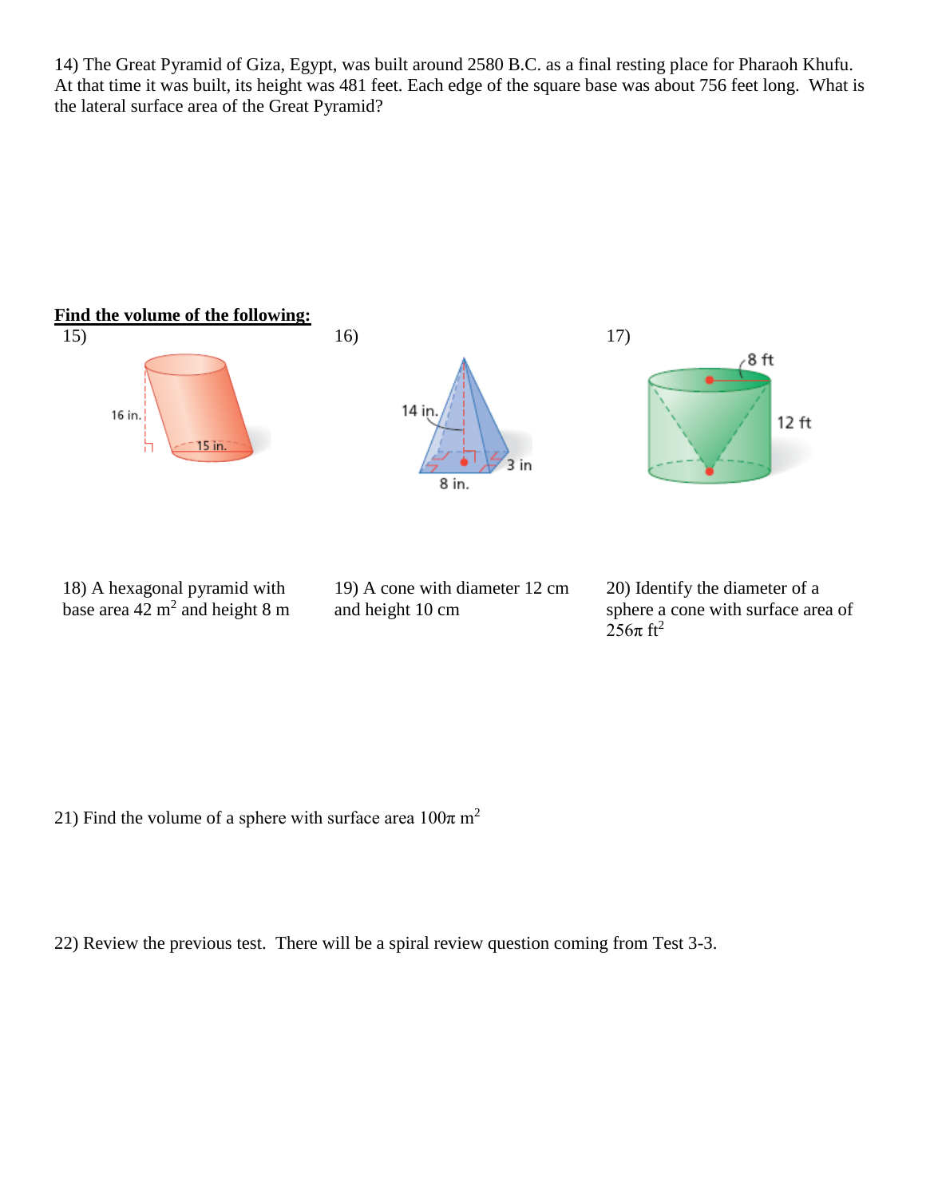14) The Great Pyramid of Giza, Egypt, was built around 2580 B.C. as a final resting place for Pharaoh Khufu. At that time it was built, its height was 481 feet. Each edge of the square base was about 756 feet long. What is the lateral surface area of the Great Pyramid?

**Find the volume of the following:**

15)

16 in.

15 in.

16)

14 in.

3 in

8 in.

17)

8 ft

12 ft

18) A hexagonal pyramid with base area 42 $m^2$ and height 8 m

19) A cone with diameter 12 cm and height 10 cm

20) Identify the diameter of a sphere a cone with surface area of $256\pi$ $ft^2$

21) Find the volume of a sphere with surface area $100\pi$ $m^2$

22) Review the previous test. There will be a spiral review question coming from Test 3-3.